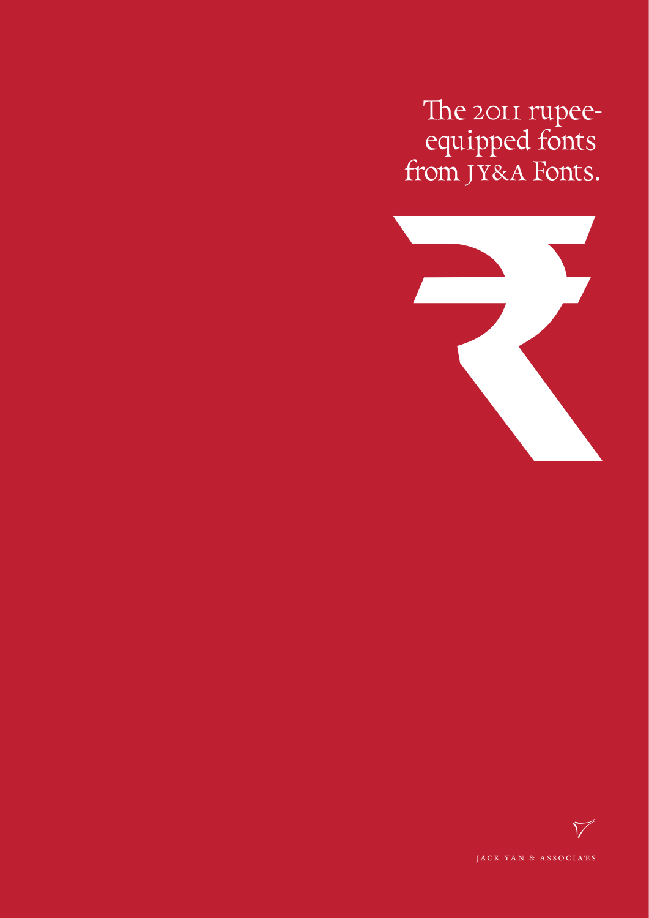# The 2011 rupee-equipped fonts from JY&A Fonts.

₹

JACK YAN & ASSOCIATES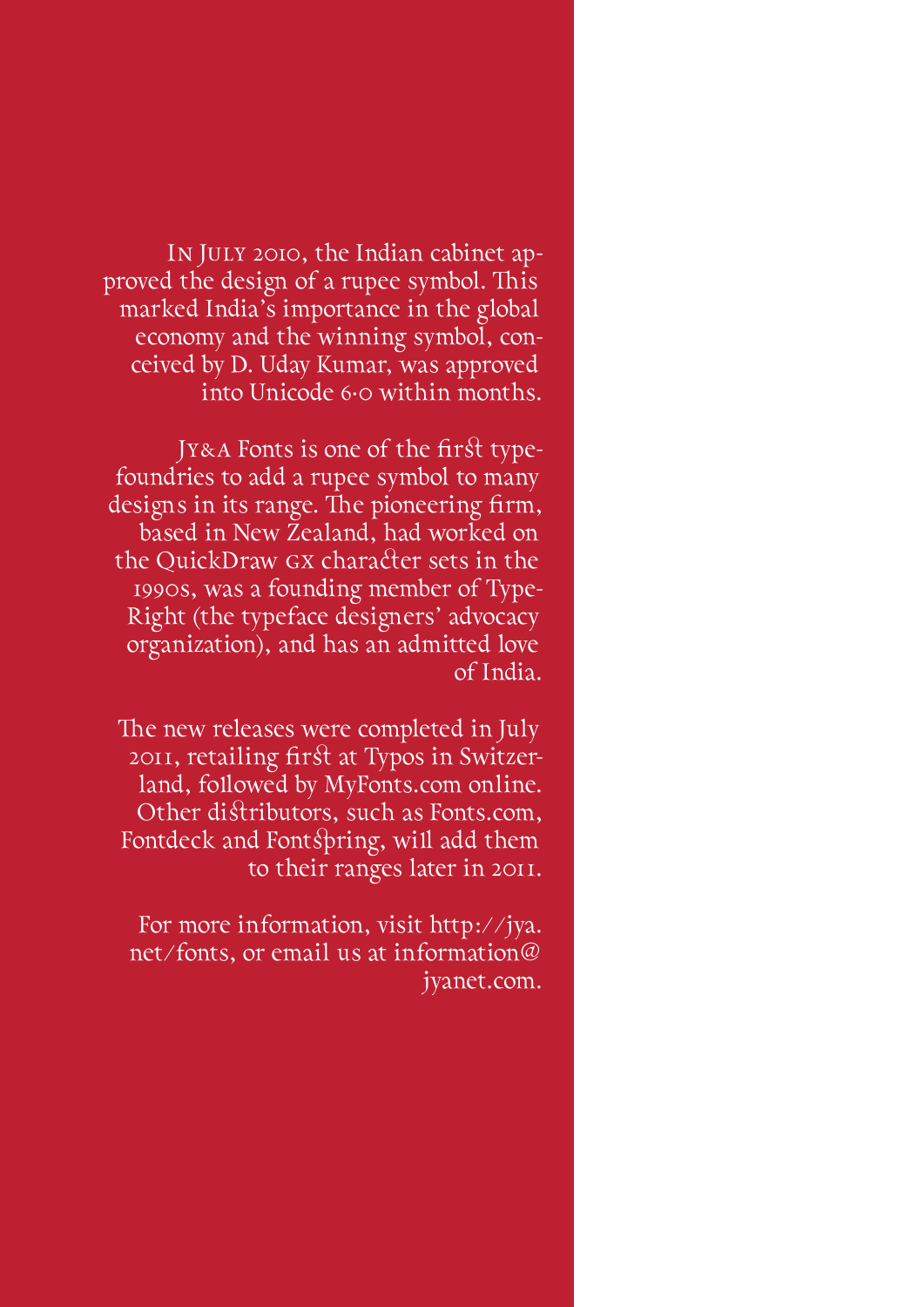In July 2010, the Indian cabinet approved the design of a rupee symbol. This marked India's importance in the global economy and the winning symbol, conceived by D. Uday Kumar, was approved into Unicode 6·0 within months.

JY&A Fonts is one of the first typefoundries to add a rupee symbol to many designs in its range. The pioneering firm, based in New Zealand, had worked on the QuickDraw GX character sets in the 1990s, was a founding member of Type-Right (the typeface designers' advocacy organization), and has an admitted love of India.

The new releases were completed in July 2011, retailing first at Typos in Switzerland, followed by MyFonts.com online. Other distributors, such as Fonts.com, Fontdeck and Fontspring, will add them to their ranges later in 2011.

For more information, visit http://jya.net/fonts, or email us at information@jyanet.com.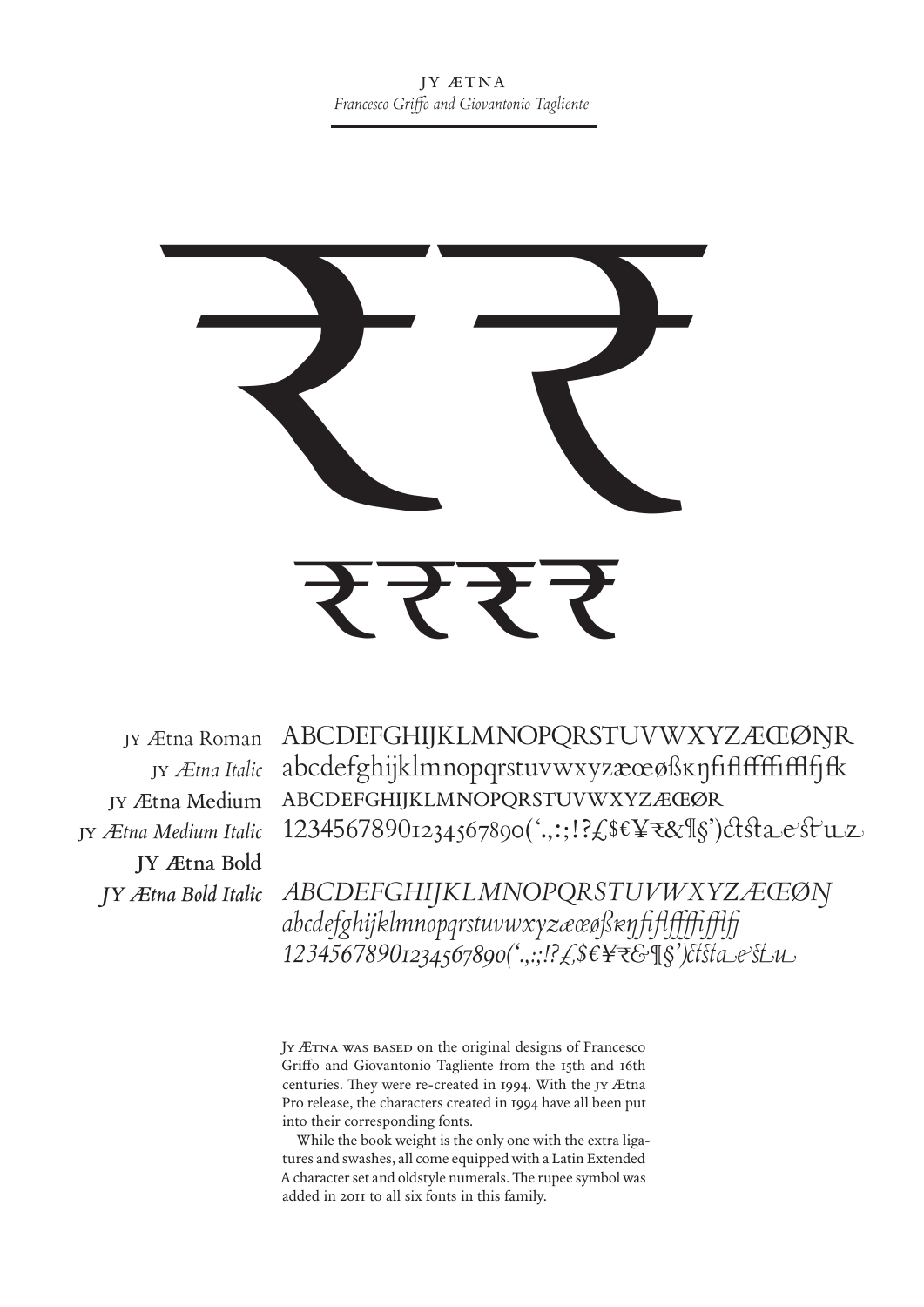# JY ÆTNA

*Francesco Griffo and Giovantonio Tagliente*

₹₹

₹₹₹₹

JY Ætna Roman
JY *Ætna Italic*
JY Ætna Medium
JY *Ætna Medium Italic*
**JY Ætna Bold**
***JY Ætna Bold Italic***

ABCDEFGHIJKLMNOPQRSTUVWXYZÆŒØŊR
abcdefghijklmnopqrstuvwxyzæœøßĸŋfiflffffifflfjfk
ABCDEFGHIJKLMNOPQRSTUVWXYZÆŒØR
12345678901234567890('.,:;!?£$€¥₹&¶§')ctsta e st u z

*ABCDEFGHIJKLMNOPQRSTUVWXYZÆŒØŊ*
*abcdefghijklmnopqrstuvwxyzæœøßĸŋfiflffffifflfj*
*12345678901234567890('.,:;!?£$€¥₹&¶§')ctsta e st u*

JY ÆTNA WAS BASED on the original designs of Francesco Griffo and Giovantonio Tagliente from the 15th and 16th centuries. They were re-created in 1994. With the JY Ætna Pro release, the characters created in 1994 have all been put into their corresponding fonts.

While the book weight is the only one with the extra ligatures and swashes, all come equipped with a Latin Extended A character set and oldstyle numerals. The rupee symbol was added in 2011 to all six fonts in this family.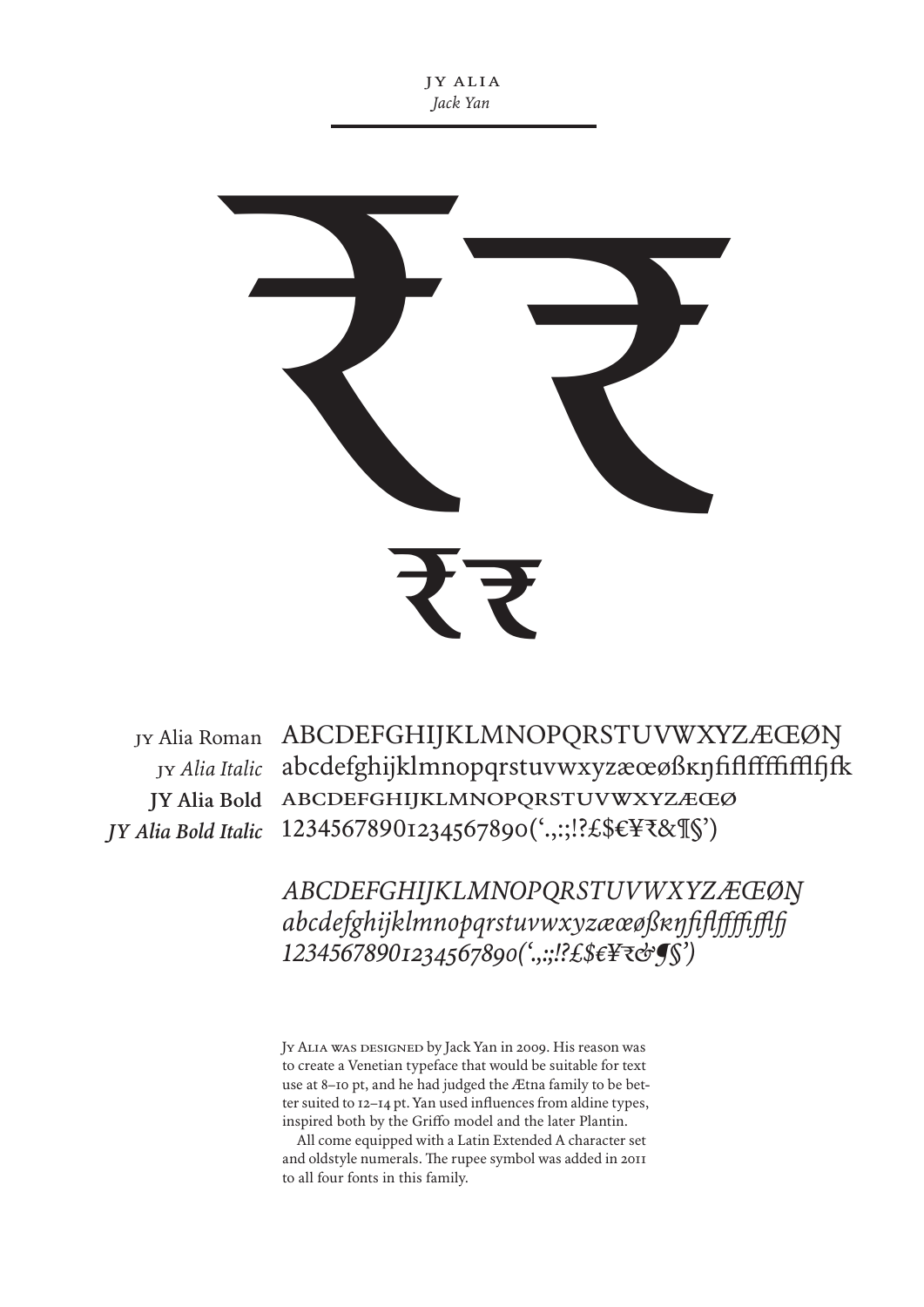JY ALIA

*Jack Yan*

₹₹

₹₹

| | |
|---|---|
| JY Alia Roman | ABCDEFGHIJKLMNOPQRSTUVWXYZÆŒØŊ |
| JY *Alia Italic* | abcdefghijklmnopqrstuvwxyzæœøßĸŋfiflfffffiffifljfk |
| **JY Alia Bold** | ABCDEFGHIJKLMNOPQRSTUVWXYZÆŒØ |
| ***JY Alia Bold Italic*** | 12345678901234567890(‘.,:;!?£$€¥₹&¶§’) |

*ABCDEFGHIJKLMNOPQRSTUVWXYZÆŒØŊ*
*abcdefghijklmnopqrstuvwxyzæœøßĸŋfiflffffifflfj*
*12345678901234567890(‘.,:;!?£$€¥₹&¶§’)*

JY ALIA WAS DESIGNED by Jack Yan in 2009. His reason was to create a Venetian typeface that would be suitable for text use at 8–10 pt, and he had judged the Ætna family to be better suited to 12–14 pt. Yan used influences from aldine types, inspired both by the Griffo model and the later Plantin.

All come equipped with a Latin Extended A character set and oldstyle numerals. The rupee symbol was added in 2011 to all four fonts in this family.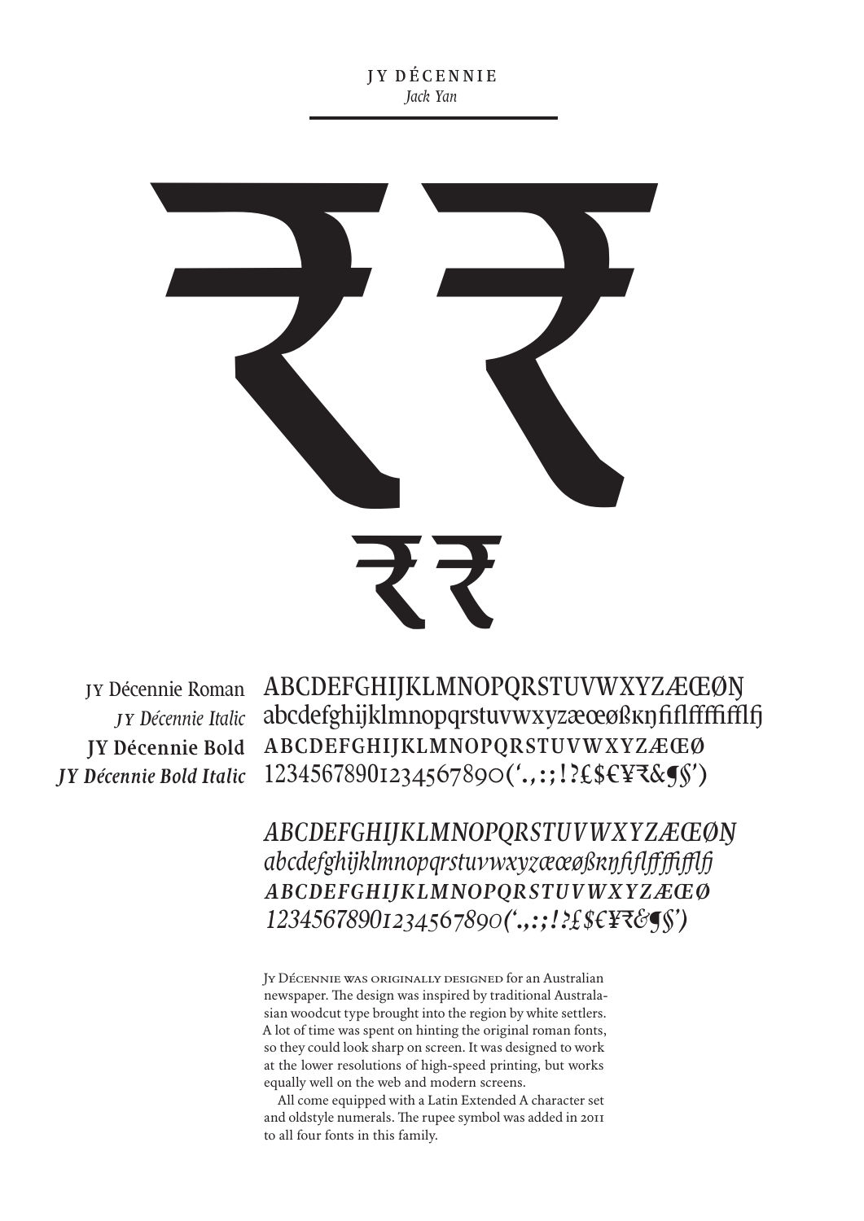# JY DÉCENNIE

*Jack Yan*

₹₹

₹₹

JY Décennie Roman
*JY Décennie Italic*
**JY Décennie Bold**
***JY Décennie Bold Italic***

ABCDEFGHIJKLMNOPQRSTUVWXYZÆŒØŊ
abcdefghijklmnopqrstuvwxyzæœøßĸŋfiflffffiffifj
ABCDEFGHIJKLMNOPQRSTUVWXYZÆŒØ
12345678901234567890('.,:;!?£$€¥₹&¶§')

*ABCDEFGHIJKLMNOPQRSTUVWXYZÆŒØŊ*
*abcdefghijklmnopqrstuvwxyzæœøßĸŋfiflffffiffifj*
*ABCDEFGHIJKLMNOPQRSTUVWXYZÆŒØ*
*12345678901234567890('.,:;!?£$€¥₹&¶§')*

JY DÉCENNIE WAS ORIGINALLY DESIGNED for an Australian newspaper. The design was inspired by traditional Australasian woodcut type brought into the region by white settlers. A lot of time was spent on hinting the original roman fonts, so they could look sharp on screen. It was designed to work at the lower resolutions of high-speed printing, but works equally well on the web and modern screens.

All come equipped with a Latin Extended A character set and oldstyle numerals. The rupee symbol was added in 2011 to all four fonts in this family.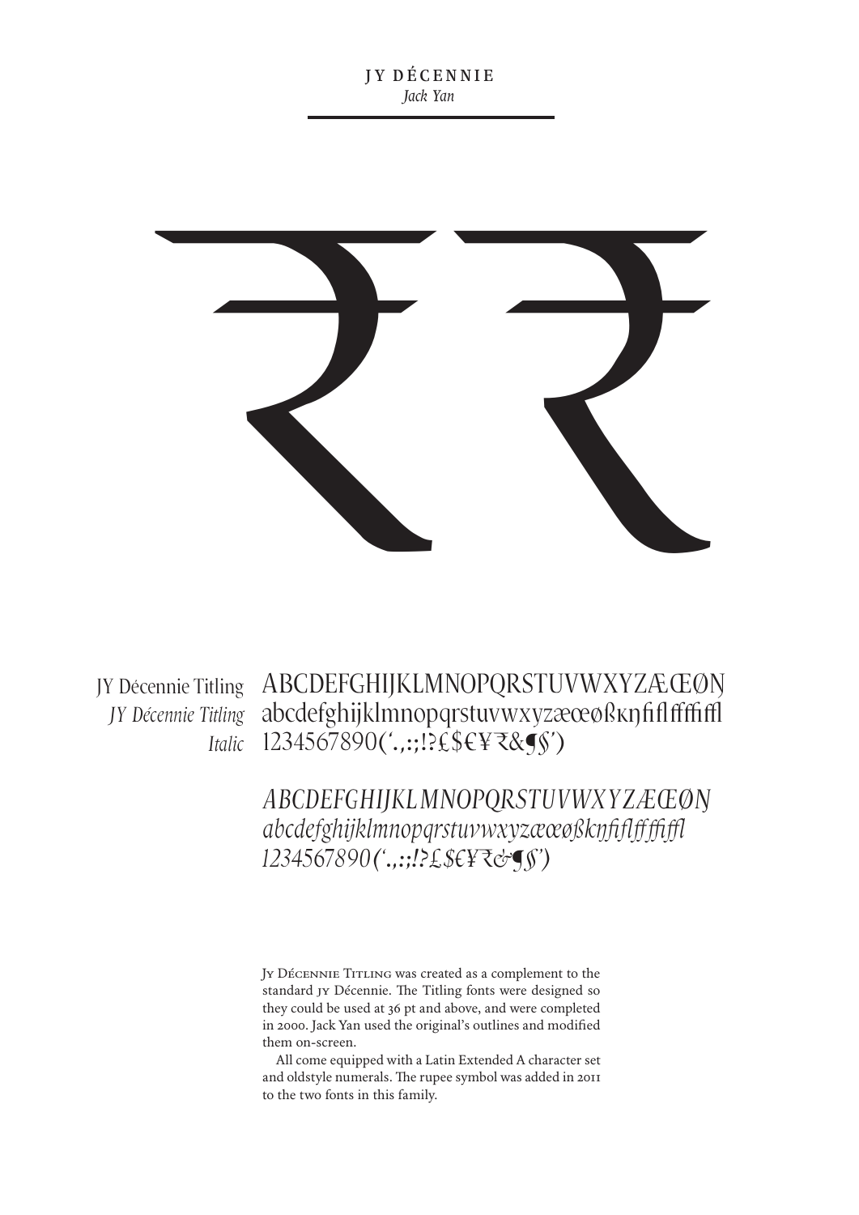# JY DÉCENNIE

*Jack Yan*

₹ ₹

JY Décennie Titling
*JY Décennie Titling Italic*

ABCDEFGHIJKLMNOPQRSTUVWXYZÆŒØŊ
abcdefghijklmnopqrstuvwxyzæœøßĸŋﬁﬂﬀﬃﬄ
1234567890(‘.,:;!?£$€¥₹&¶§’)

*ABCDEFGHIJKLMNOPQRSTUVWXYZÆŒØŊ*
*abcdefghijklmnopqrstuvwxyzæœøßĸŋﬁﬂﬀﬃﬄ*
*1234567890(‘.,:;!?£$€¥₹&¶§’)*

JY DÉCENNIE TITLING was created as a complement to the standard JY Décennie. The Titling fonts were designed so they could be used at 36 pt and above, and were completed in 2000. Jack Yan used the original's outlines and modified them on-screen.

All come equipped with a Latin Extended A character set and oldstyle numerals. The rupee symbol was added in 2011 to the two fonts in this family.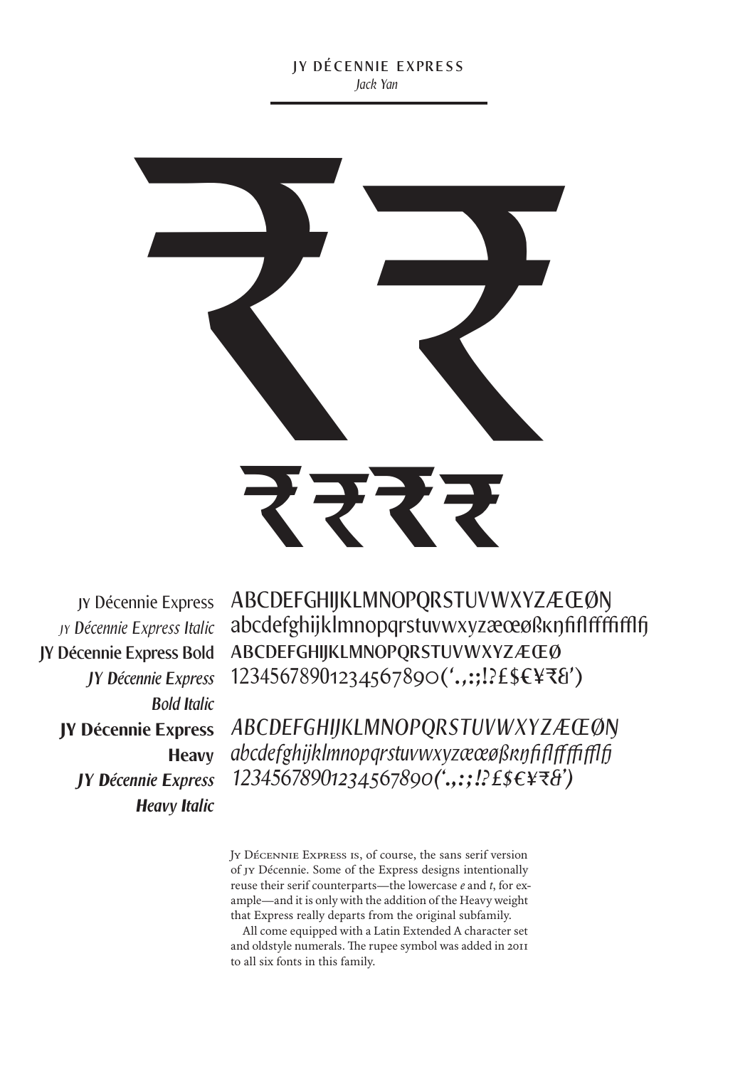## JY DÉCENNIE EXPRESS

*Jack Yan*

₹₹

₹₹₹₹

JY Décennie Express
*JY Décennie Express Italic*
**JY Décennie Express Bold**
***JY Décennie Express Bold Italic***
**JY Décennie Express Heavy**
***JY Décennie Express Heavy Italic***

ABCDEFGHIJKLMNOPQRSTUVWXYZÆŒØŊ
abcdefghijklmnopqrstuvwxyzæœøßĸŋfiflffffiffl fj
ABCDEFGHIJKLMNOPQRSTUVWXYZÆŒØ
12345678901234567890('.,:;!?£$€¥₹&')

*ABCDEFGHIJKLMNOPQRSTUVWXYZÆŒØŊ*
*abcdefghijklmnopqrstuvwxyzæœøßĸŋfiflffffiffl fj*
*12345678901234567890('.,:;!?£$€¥₹&')*

Jy Décennie Express is, of course, the sans serif version of jy Décennie. Some of the Express designs intentionally reuse their serif counterparts—the lowercase *e* and *t*, for example—and it is only with the addition of the Heavy weight that Express really departs from the original subfamily.

All come equipped with a Latin Extended A character set and oldstyle numerals. The rupee symbol was added in 2011 to all six fonts in this family.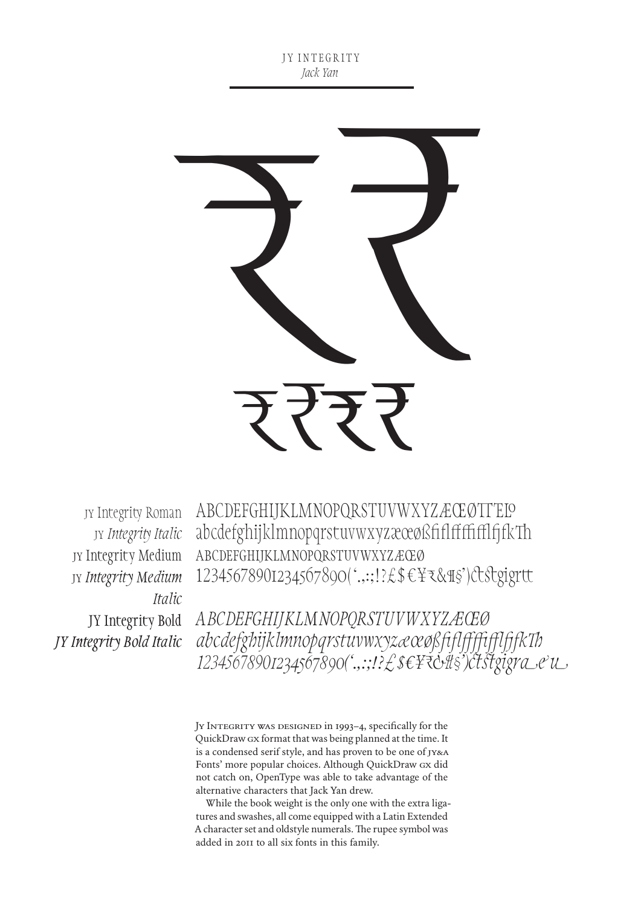JY INTEGRITY

*Jack Yan*

₹₹

₹₹₹₹

| | |
|---|---|
| JY Integrity Roman | ABCDEFGHIJKLMNOPQRSTUVWXYZÆŒØ |
| JY *Integrity Italic* | abcdefghijklmnopqrstuvwxyzæœøßfifl |
| JY Integrity Medium | ABCDEFGHIJKLMNOPQRSTUVWXYZÆŒØ |
| JY *Integrity Medium Italic* | 12345678901234567890(‘.,:;!?£$€¥₹&¶§’) |
| JY Integrity Bold | *ABCDEFGHIJKLMNOPQRSTUVWXYZÆŒØ* |
| *JY Integrity Bold Italic* | *abcdefghijklmnopqrstuvwxyzæœøßfifl* |
| | *12345678901234567890(‘.,:;!?£$€¥₹&¶§’)* |

JY INTEGRITY WAS DESIGNED in 1993–4, specifically for the QuickDraw GX format that was being planned at the time. It is a condensed serif style, and has proven to be one of JY&A Fonts’ more popular choices. Although QuickDraw GX did not catch on, OpenType was able to take advantage of the alternative characters that Jack Yan drew.

While the book weight is the only one with the extra ligatures and swashes, all come equipped with a Latin Extended A character set and oldstyle numerals. The rupee symbol was added in 2011 to all six fonts in this family.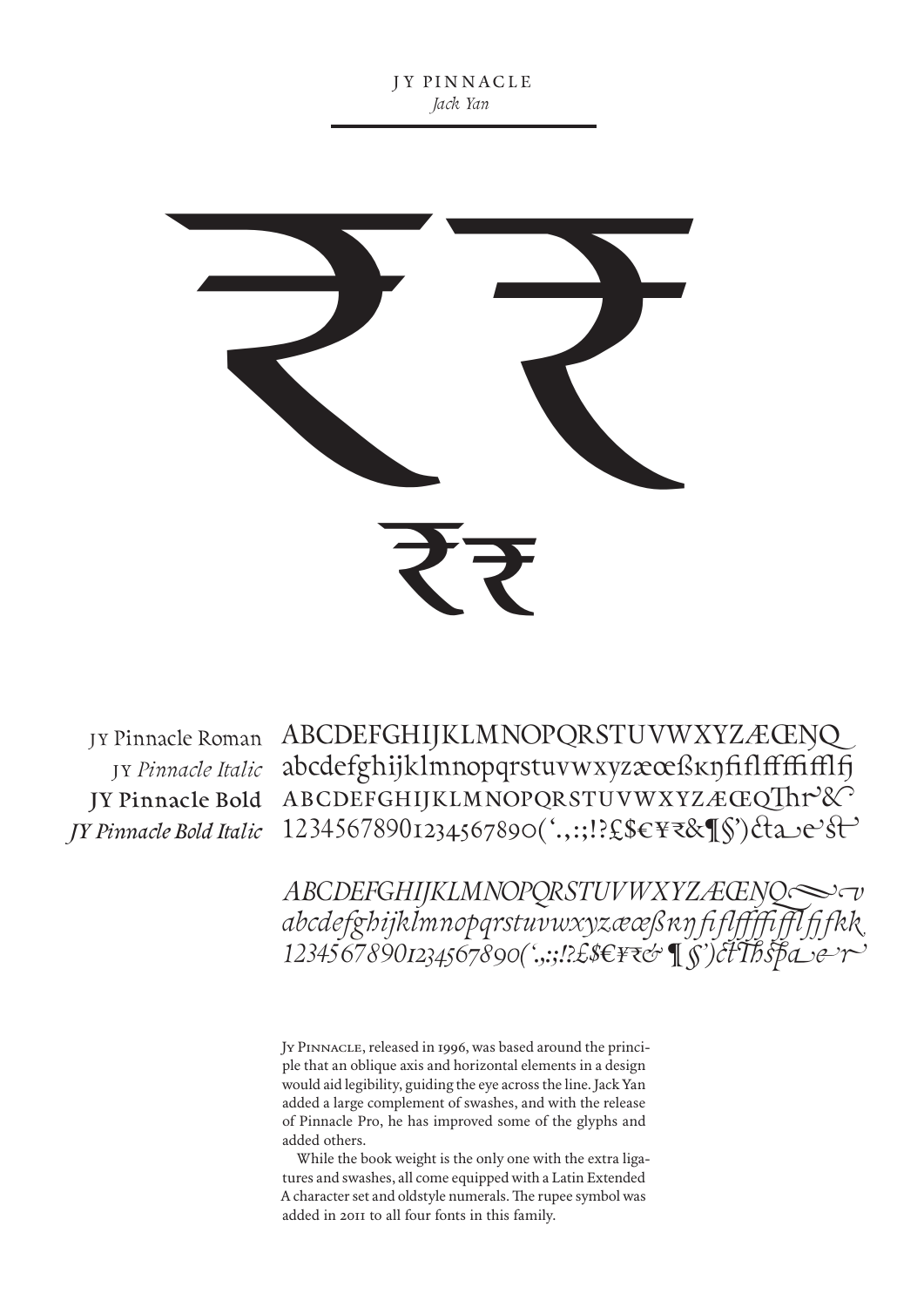# JY PINNACLE

*Jack Yan*

₹₹

₹₹

JY Pinnacle Roman ABCDEFGHIJKLMNOPQRSTUVWXYZÆŒŊQ

JY *Pinnacle Italic* abcdefghijklmnopqrstuvwxyzæœßĸŋfiflffffiffl fj

**JY Pinnacle Bold** ABCDEFGHIJKLMNOPQRSTUVWXYZÆŒQTh r &

***JY Pinnacle Bold Italic*** 12345678901234567890('.,:;!?£$€¥₹&¶§') ct a e st

*ABCDEFGHIJKLMNOPQRSTUVWXYZÆŒŊQ v*

*abcdefghijklmnopqrstuvwxyzæœßĸŋ fi fl ff ffi ffl fj fk k*

*12345678901234567890('.,:;!?£$€¥₹& ¶§') ct Th sp a e r*

Jy Pinnacle, released in 1996, was based around the principle that an oblique axis and horizontal elements in a design would aid legibility, guiding the eye across the line. Jack Yan added a large complement of swashes, and with the release of Pinnacle Pro, he has improved some of the glyphs and added others.

While the book weight is the only one with the extra ligatures and swashes, all come equipped with a Latin Extended A character set and oldstyle numerals. The rupee symbol was added in 2011 to all four fonts in this family.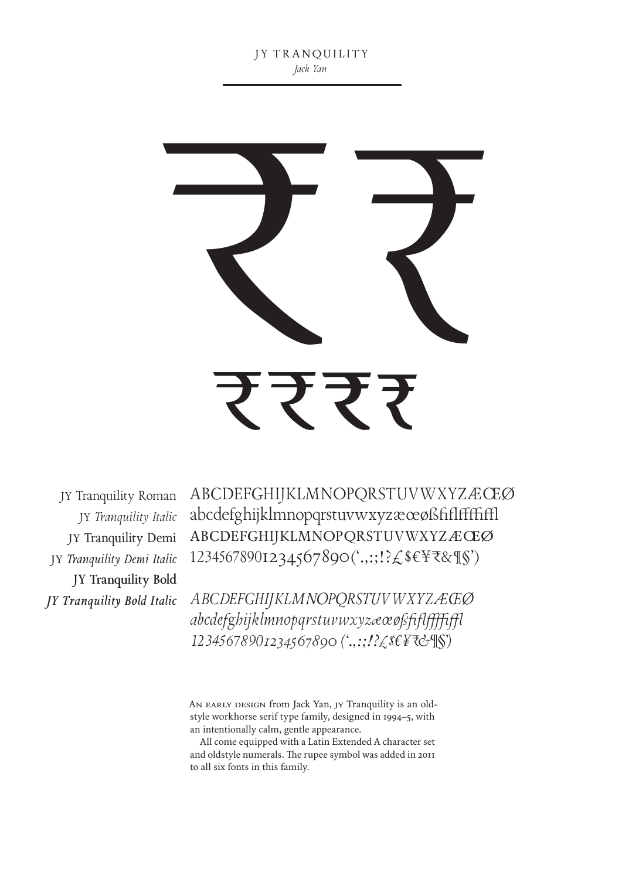# JY TRANQUILITY

*Jack Yan*

₹₹

₹₹₹₹

JY Tranquility Roman
JY *Tranquility Italic*
JY Tranquility Demi
JY *Tranquility Demi Italic*
**JY Tranquility Bold**
***JY Tranquility Bold Italic***

ABCDEFGHIJKLMNOPQRSTUVWXYZÆŒØ
abcdefghijklmnopqrstuvwxyzæœøßfiflffffiffl
ABCDEFGHIJKLMNOPQRSTUVWXYZÆŒØ
12345678901234567890(‘.,:;!?£$€¥₹&¶§’)

*ABCDEFGHIJKLMNOPQRSTUVWXYZÆŒØ*
*abcdefghijklmnopqrstuvwxyzæœøßfiflffffiffl*
*12345678901234567890 (‘.,:;!?£$€¥₹&¶§’)*

An early design from Jack Yan, JY Tranquility is an oldstyle workhorse serif type family, designed in 1994–5, with an intentionally calm, gentle appearance.

All come equipped with a Latin Extended A character set and oldstyle numerals. The rupee symbol was added in 2011 to all six fonts in this family.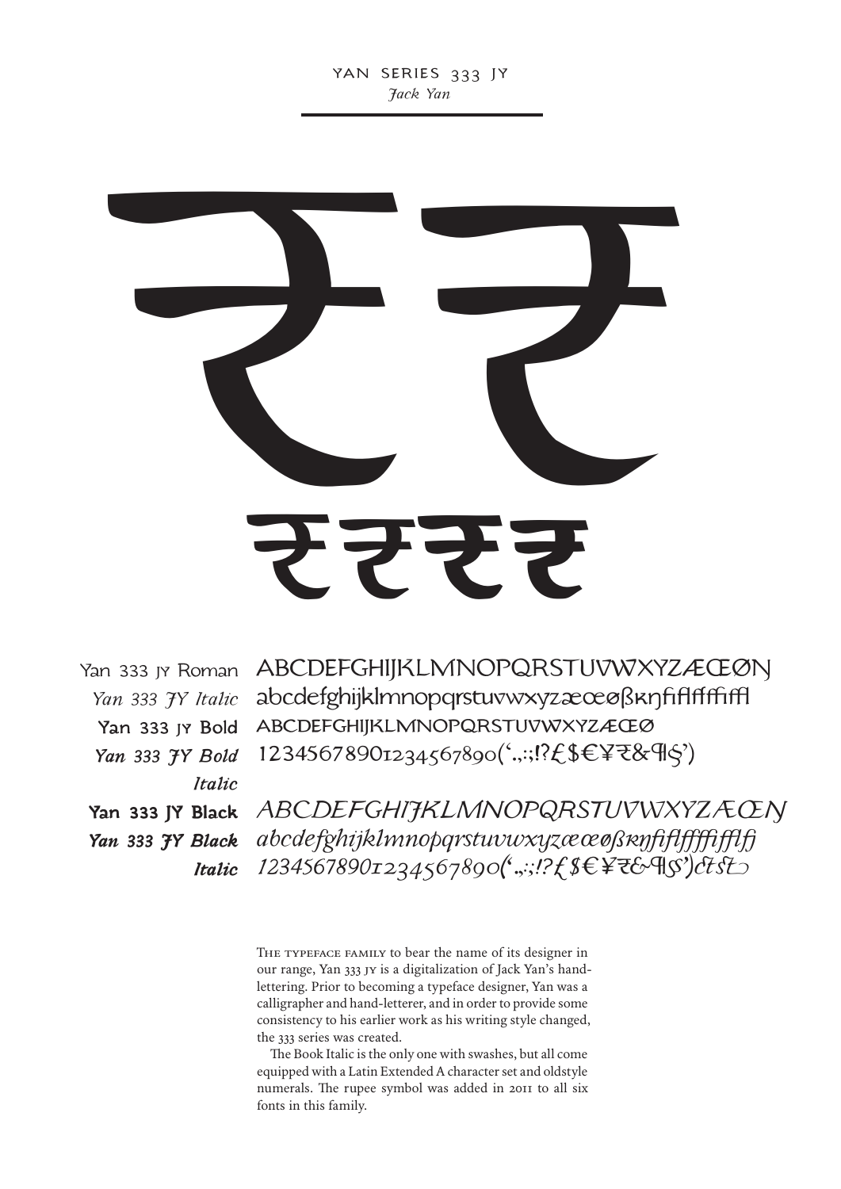# YAN SERIES 333 JY

*Jack Yan*

₹₹

₹₹₹₹

| | |
|---|---|
| Yan 333 JY Roman | ABCDEFGHIJKLMNOPQRSTUVWXYZÆŒØŊ |
| *Yan 333 JY Italic* | abcdefghijklmnopqrstuvwxyzæœøßĸŋfiflfffffiffl |
| **Yan 333 JY Bold** | ABCDEFGHIJKLMNOPQRSTUVWXYZÆŒØ |
| ***Yan 333 JY Bold Italic*** | 12345678901234567890(‘.,:;!?£$€¥₹&¶§’) |
| **Yan 333 JY Black** | *ABCDEFGHIJKLMNOPQRSTUVWXYZÆŒŊ* |
| ***Yan 333 JY Black Italic*** | *abcdefghijklmnopqrstuvwxyzæœøßĸŋfiflffffiffl* |
| | *12345678901234567890(‘.,:;!?£$€¥₹&¶§’)* |

The typeface family to bear the name of its designer in our range, Yan 333 JY is a digitalization of Jack Yan's hand-lettering. Prior to becoming a typeface designer, Yan was a calligrapher and hand-letterer, and in order to provide some consistency to his earlier work as his writing style changed, the 333 series was created.

The Book Italic is the only one with swashes, but all come equipped with a Latin Extended A character set and oldstyle numerals. The rupee symbol was added in 2011 to all six fonts in this family.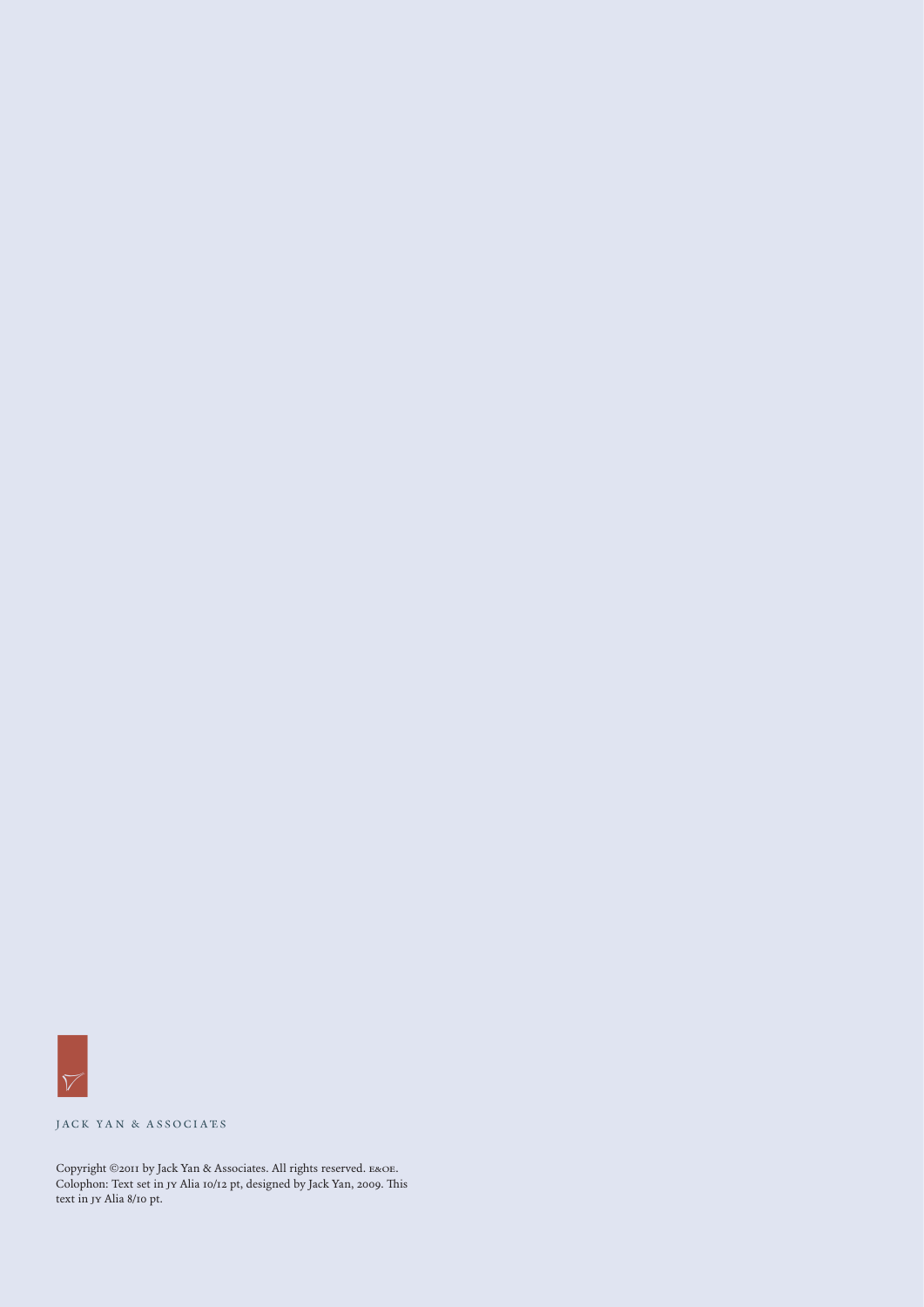JACK YAN & ASSOCIATES

Copyright ©2011 by Jack Yan & Associates. All rights reserved. E&OE.
Colophon: Text set in JY Alia 10/12 pt, designed by Jack Yan, 2009. This text in JY Alia 8/10 pt.